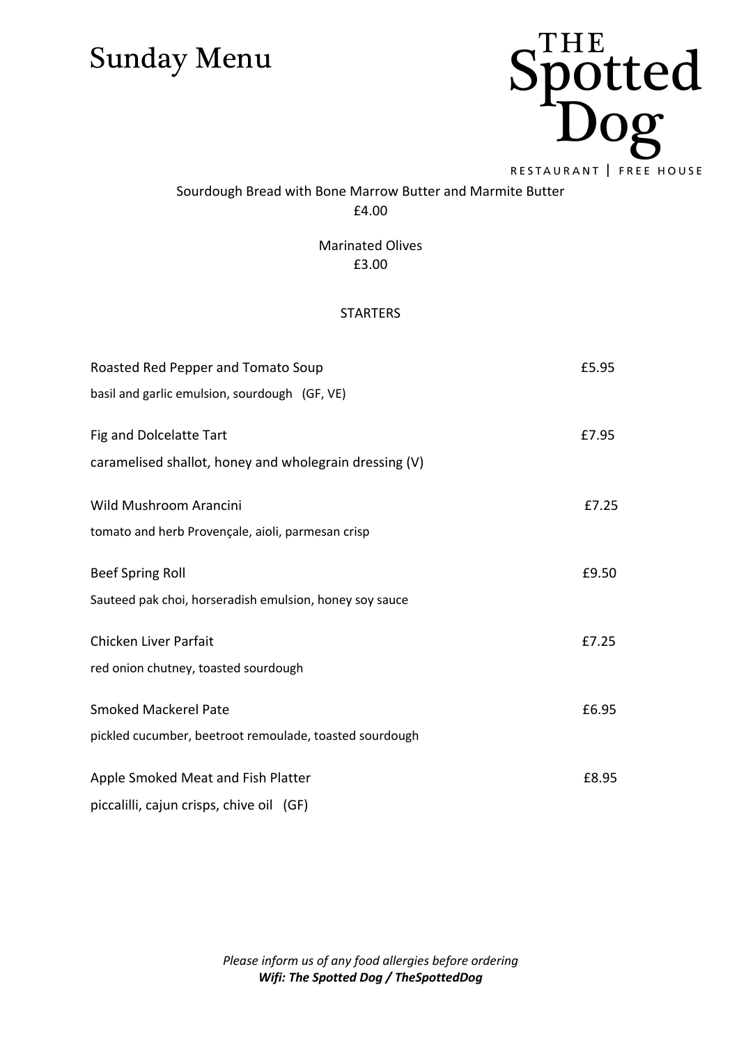# Sunday Menu

THE Spotted Dog

RESTAURANT | FREE HOUSE

Sourdough Bread with Bone Marrow Butter and Marmite Butter
£4.00

Marinated Olives
£3.00

## STARTERS

Roasted Red Pepper and Tomato Soup — £5.95
basil and garlic emulsion, sourdough (GF, VE)

Fig and Dolcelatte Tart — £7.95
caramelised shallot, honey and wholegrain dressing (V)

Wild Mushroom Arancini — £7.25
tomato and herb Provençale, aioli, parmesan crisp

Beef Spring Roll — £9.50
Sauteed pak choi, horseradish emulsion, honey soy sauce

Chicken Liver Parfait — £7.25
red onion chutney, toasted sourdough

Smoked Mackerel Pate — £6.95
pickled cucumber, beetroot remoulade, toasted sourdough

Apple Smoked Meat and Fish Platter — £8.95
piccalilli, cajun crisps, chive oil (GF)

*Please inform us of any food allergies before ordering*
***Wifi: The Spotted Dog / TheSpottedDog***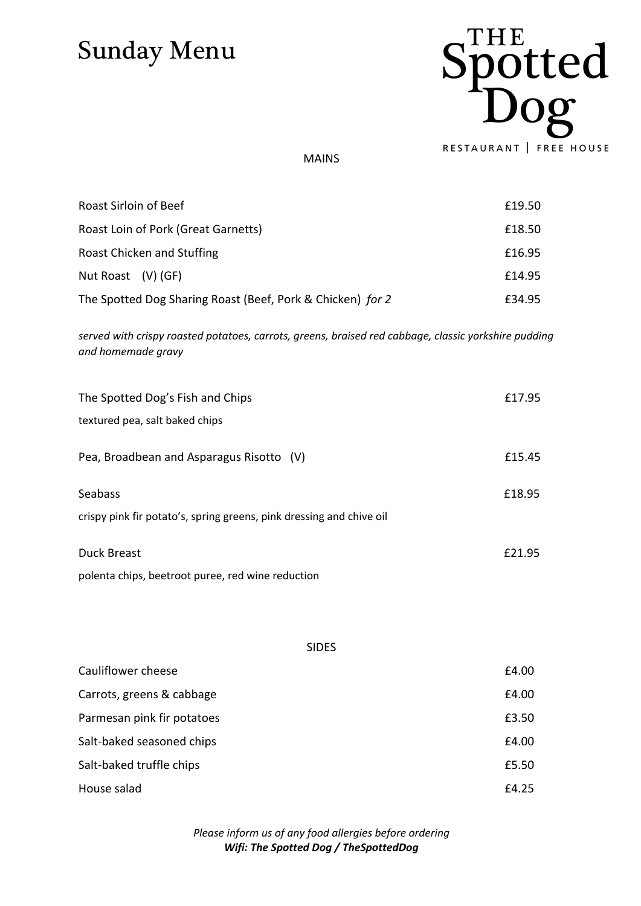# Sunday Menu

THE Spotted Dog

RESTAURANT | FREE HOUSE

## MAINS

| | |
|---|---|
| Roast Sirloin of Beef | £19.50 |
| Roast Loin of Pork (Great Garnetts) | £18.50 |
| Roast Chicken and Stuffing | £16.95 |
| Nut Roast (V) (GF) | £14.95 |
| The Spotted Dog Sharing Roast (Beef, Pork & Chicken) *for 2* | £34.95 |

*served with crispy roasted potatoes, carrots, greens, braised red cabbage, classic yorkshire pudding and homemade gravy*

| | |
|---|---|
| The Spotted Dog's Fish and Chips | £17.95 |

textured pea, salt baked chips

| | |
|---|---|
| Pea, Broadbean and Asparagus Risotto (V) | £15.45 |

| | |
|---|---|
| Seabass | £18.95 |

crispy pink fir potato's, spring greens, pink dressing and chive oil

| | |
|---|---|
| Duck Breast | £21.95 |

polenta chips, beetroot puree, red wine reduction

## SIDES

| | |
|---|---|
| Cauliflower cheese | £4.00 |
| Carrots, greens & cabbage | £4.00 |
| Parmesan pink fir potatoes | £3.50 |
| Salt-baked seasoned chips | £4.00 |
| Salt-baked truffle chips | £5.50 |
| House salad | £4.25 |

*Please inform us of any food allergies before ordering*

***Wifi: The Spotted Dog / TheSpottedDog***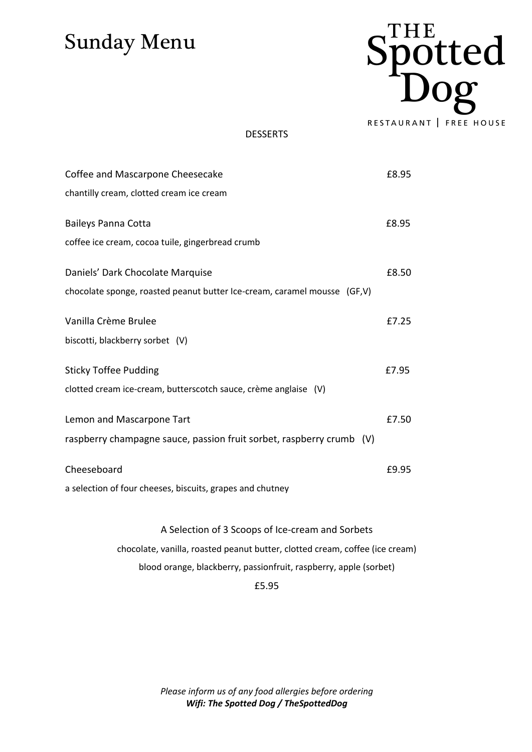# Sunday Menu

THE Spotted Dog
RESTAURANT | FREE HOUSE

## DESSERTS

**Coffee and Mascarpone Cheesecake** — £8.95
chantilly cream, clotted cream ice cream

**Baileys Panna Cotta** — £8.95
coffee ice cream, cocoa tuile, gingerbread crumb

**Daniels' Dark Chocolate Marquise** — £8.50
chocolate sponge, roasted peanut butter Ice-cream, caramel mousse (GF,V)

**Vanilla Crème Brulee** — £7.25
biscotti, blackberry sorbet (V)

**Sticky Toffee Pudding** — £7.95
clotted cream ice-cream, butterscotch sauce, crème anglaise (V)

**Lemon and Mascarpone Tart** — £7.50
raspberry champagne sauce, passion fruit sorbet, raspberry crumb (V)

**Cheeseboard** — £9.95
a selection of four cheeses, biscuits, grapes and chutney

**A Selection of 3 Scoops of Ice-cream and Sorbets**
chocolate, vanilla, roasted peanut butter, clotted cream, coffee (ice cream)
blood orange, blackberry, passionfruit, raspberry, apple (sorbet)
£5.95

*Please inform us of any food allergies before ordering*
***Wifi: The Spotted Dog / TheSpottedDog***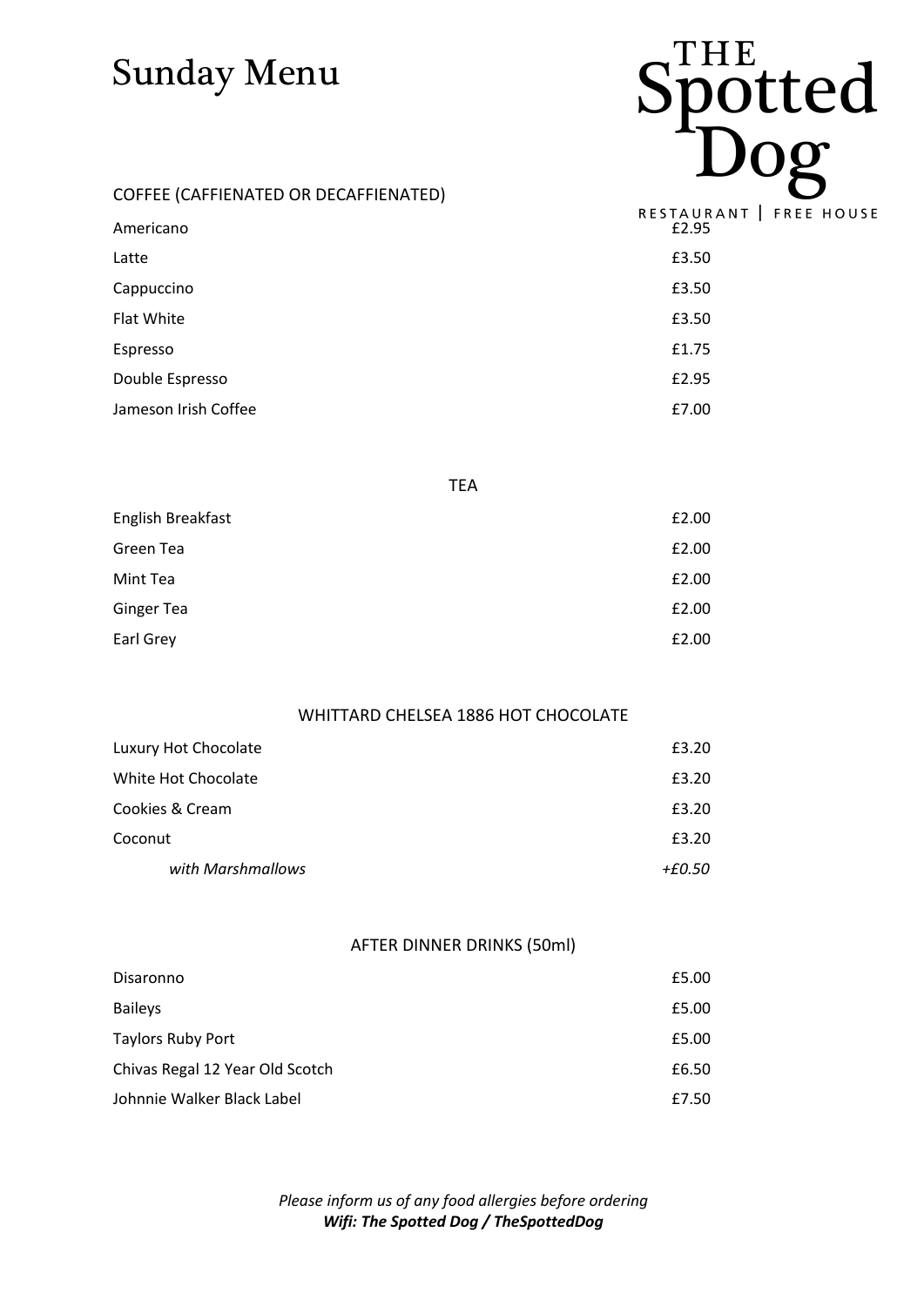# Sunday Menu

THE
Spotted
Dog
RESTAURANT | FREE HOUSE

## COFFEE (CAFFIENATED OR DECAFFIENATED)

| | |
|---|---|
| Americano | £2.95 |
| Latte | £3.50 |
| Cappuccino | £3.50 |
| Flat White | £3.50 |
| Espresso | £1.75 |
| Double Espresso | £2.95 |
| Jameson Irish Coffee | £7.00 |

## TEA

| | |
|---|---|
| English Breakfast | £2.00 |
| Green Tea | £2.00 |
| Mint Tea | £2.00 |
| Ginger Tea | £2.00 |
| Earl Grey | £2.00 |

## WHITTARD CHELSEA 1886 HOT CHOCOLATE

| | |
|---|---|
| Luxury Hot Chocolate | £3.20 |
| White Hot Chocolate | £3.20 |
| Cookies & Cream | £3.20 |
| Coconut | £3.20 |
| *with Marshmallows* | *+£0.50* |

## AFTER DINNER DRINKS (50ml)

| | |
|---|---|
| Disaronno | £5.00 |
| Baileys | £5.00 |
| Taylors Ruby Port | £5.00 |
| Chivas Regal 12 Year Old Scotch | £6.50 |
| Johnnie Walker Black Label | £7.50 |

*Please inform us of any food allergies before ordering*
***Wifi: The Spotted Dog / TheSpottedDog***